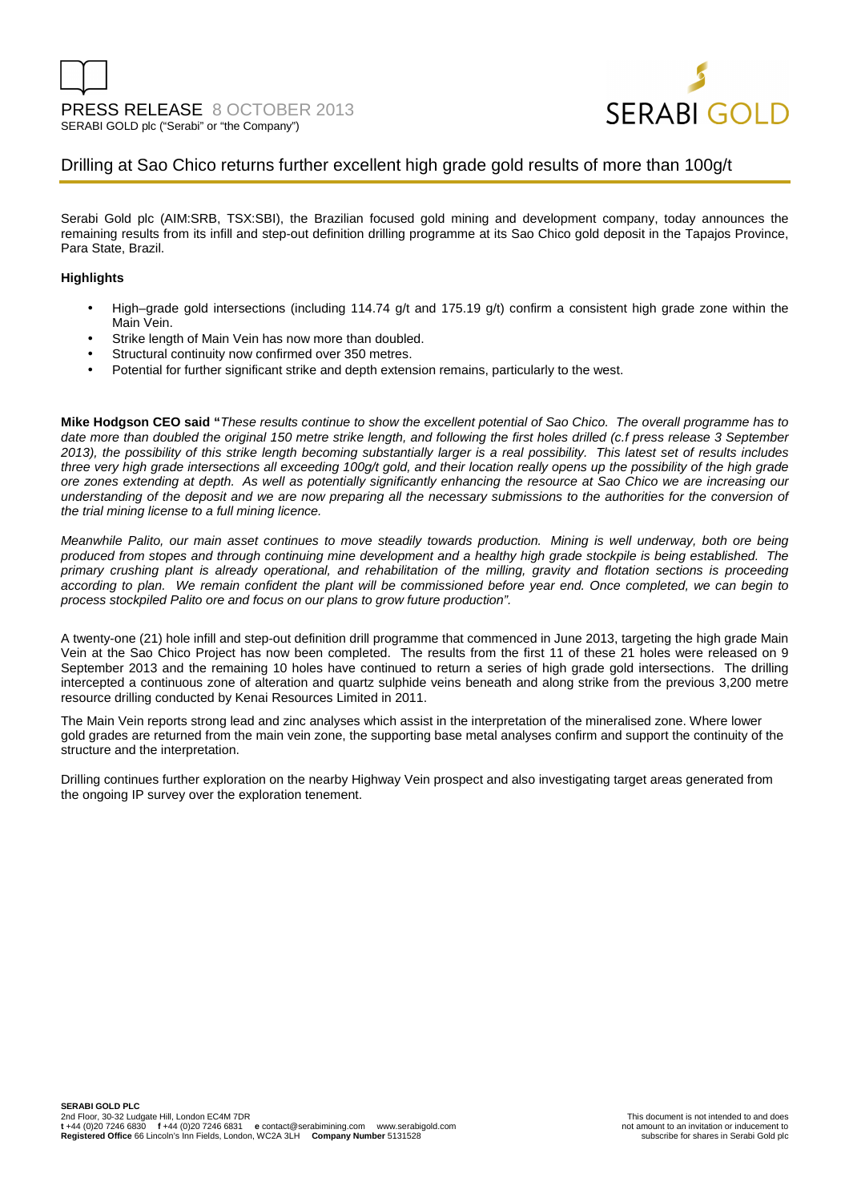PRESS RELEASE 8 OCTOBER 2013

SERABI GOLD plc ("Serabi" or "the Company")

# Drilling at Sao Chico returns further excellent high grade gold results of more than 100g/t

Serabi Gold plc (AIM:SRB, TSX:SBI), the Brazilian focused gold mining and development company, today announces the remaining results from its infill and step-out definition drilling programme at its Sao Chico gold deposit in the Tapajos Province, Para State, Brazil.

**Highlights**

- High–grade gold intersections (including 114.74 g/t and 175.19 g/t) confirm a consistent high grade zone within the Main Vein.
- Strike length of Main Vein has now more than doubled.
- Structural continuity now confirmed over 350 metres.
- Potential for further significant strike and depth extension remains, particularly to the west.

**Mike Hodgson CEO said "***These results continue to show the excellent potential of Sao Chico. The overall programme has to date more than doubled the original 150 metre strike length, and following the first holes drilled (c.f press release 3 September 2013), the possibility of this strike length becoming substantially larger is a real possibility. This latest set of results includes three very high grade intersections all exceeding 100g/t gold, and their location really opens up the possibility of the high grade ore zones extending at depth. As well as potentially significantly enhancing the resource at Sao Chico we are increasing our understanding of the deposit and we are now preparing all the necessary submissions to the authorities for the conversion of the trial mining license to a full mining licence.*

*Meanwhile Palito, our main asset continues to move steadily towards production. Mining is well underway, both ore being produced from stopes and through continuing mine development and a healthy high grade stockpile is being established. The primary crushing plant is already operational, and rehabilitation of the milling, gravity and flotation sections is proceeding according to plan. We remain confident the plant will be commissioned before year end. Once completed, we can begin to process stockpiled Palito ore and focus on our plans to grow future production".*

A twenty-one (21) hole infill and step-out definition drill programme that commenced in June 2013, targeting the high grade Main Vein at the Sao Chico Project has now been completed. The results from the first 11 of these 21 holes were released on 9 September 2013 and the remaining 10 holes have continued to return a series of high grade gold intersections. The drilling intercepted a continuous zone of alteration and quartz sulphide veins beneath and along strike from the previous 3,200 metre resource drilling conducted by Kenai Resources Limited in 2011.

The Main Vein reports strong lead and zinc analyses which assist in the interpretation of the mineralised zone. Where lower gold grades are returned from the main vein zone, the supporting base metal analyses confirm and support the continuity of the structure and the interpretation.

Drilling continues further exploration on the nearby Highway Vein prospect and also investigating target areas generated from the ongoing IP survey over the exploration tenement.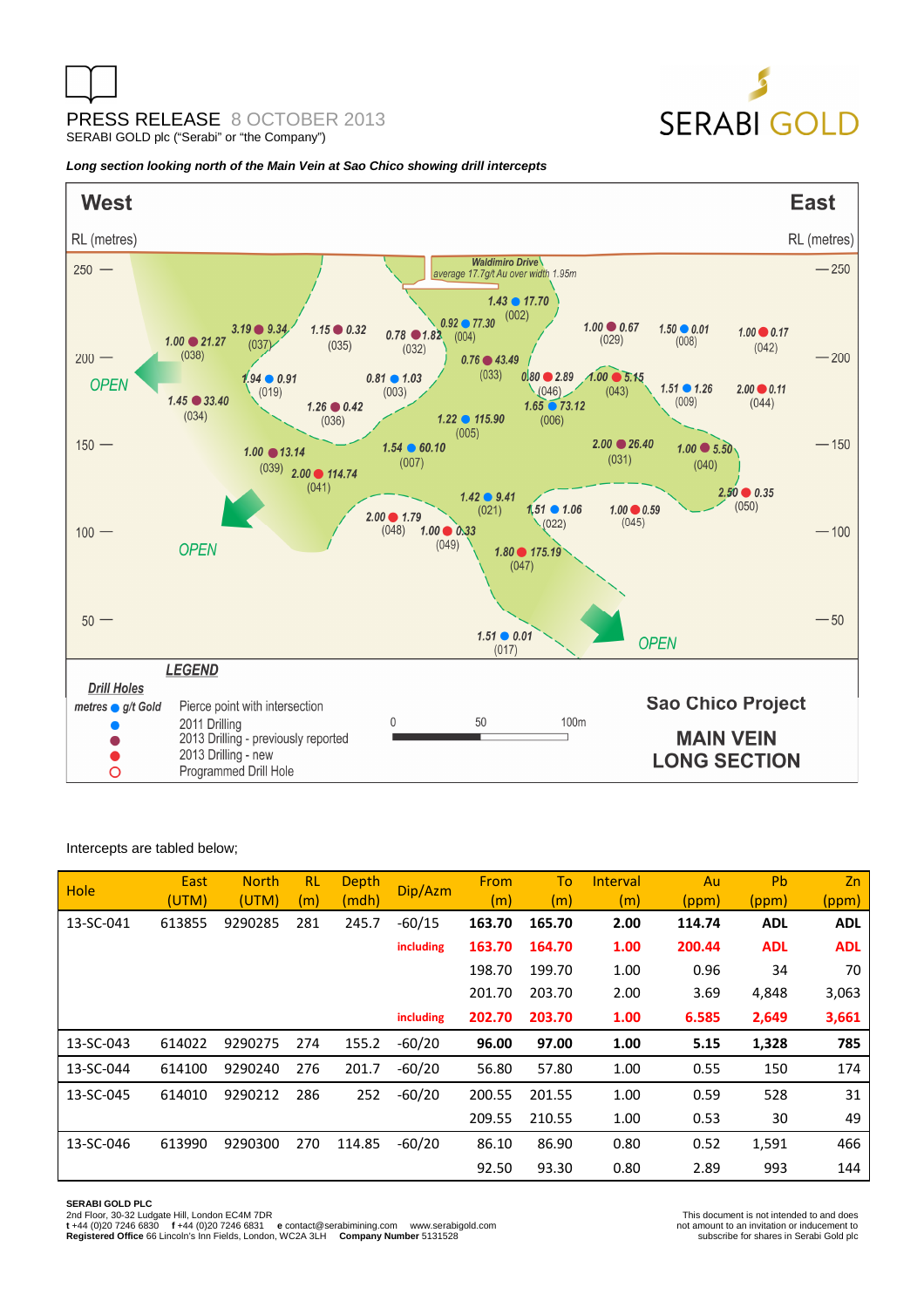*Long section looking north of the Main Vein at Sao Chico showing drill intercepts*

Intercepts are tabled below;

| Hole | East (UTM) | North (UTM) | RL (m) | Depth (mdh) | Dip/Azm | From (m) | To (m) | Interval (m) | Au (ppm) | Pb (ppm) | Zn (ppm) |
|---|---|---|---|---|---|---|---|---|---|---|---|
| 13-SC-041 | 613855 | 9290285 | 281 | 245.7 | -60/15 | **163.70** | **165.70** | **2.00** | **114.74** | **ADL** | **ADL** |
| | | | | | **including** | **163.70** | **164.70** | **1.00** | **200.44** | **ADL** | **ADL** |
| | | | | | | 198.70 | 199.70 | 1.00 | 0.96 | 34 | 70 |
| | | | | | | 201.70 | 203.70 | 2.00 | 3.69 | 4,848 | 3,063 |
| | | | | | **including** | **202.70** | **203.70** | **1.00** | **6.585** | **2,649** | **3,661** |
| 13-SC-043 | 614022 | 9290275 | 274 | 155.2 | -60/20 | **96.00** | **97.00** | **1.00** | **5.15** | **1,328** | **785** |
| 13-SC-044 | 614100 | 9290240 | 276 | 201.7 | -60/20 | 56.80 | 57.80 | 1.00 | 0.55 | 150 | 174 |
| 13-SC-045 | 614010 | 9290212 | 286 | 252 | -60/20 | 200.55 | 201.55 | 1.00 | 0.59 | 528 | 31 |
| | | | | | | 209.55 | 210.55 | 1.00 | 0.53 | 30 | 49 |
| 13-SC-046 | 613990 | 9290300 | 270 | 114.85 | -60/20 | 86.10 | 86.90 | 0.80 | 0.52 | 1,591 | 466 |
| | | | | | | 92.50 | 93.30 | 0.80 | 2.89 | 993 | 144 |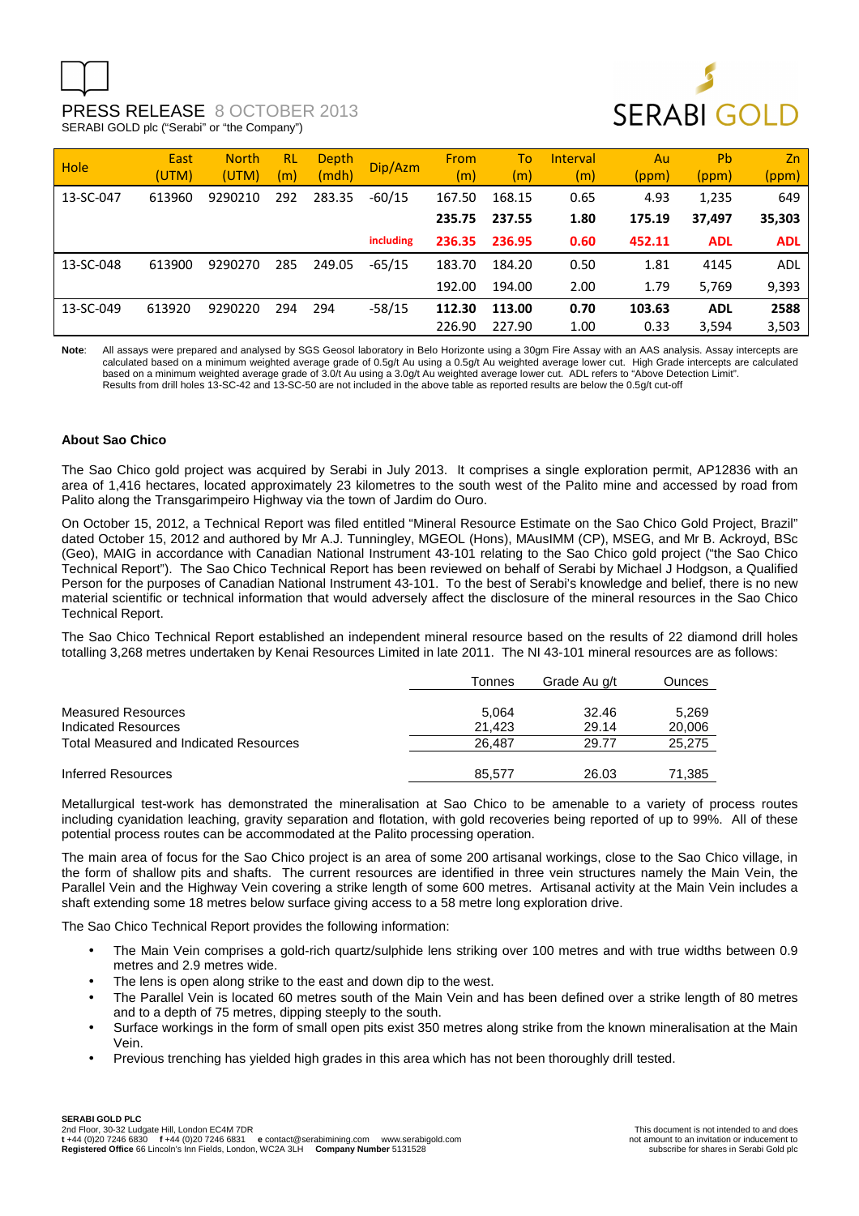| Hole | East (UTM) | North (UTM) | RL (m) | Depth (mdh) | Dip/Azm | From (m) | To (m) | Interval (m) | Au (ppm) | Pb (ppm) | Zn (ppm) |
|---|---|---|---|---|---|---|---|---|---|---|---|
| 13-SC-047 | 613960 | 9290210 | 292 | 283.35 | -60/15 | 167.50 | 168.15 | 0.65 | 4.93 | 1,235 | 649 |
| | | | | | | **235.75** | **237.55** | **1.80** | **175.19** | **37,497** | **35,303** |
| | | | | | **including** | **236.35** | **236.95** | **0.60** | **452.11** | **ADL** | **ADL** |
| 13-SC-048 | 613900 | 9290270 | 285 | 249.05 | -65/15 | 183.70 | 184.20 | 0.50 | 1.81 | 4145 | ADL |
| | | | | | | 192.00 | 194.00 | 2.00 | 1.79 | 5,769 | 9,393 |
| 13-SC-049 | 613920 | 9290220 | 294 | 294 | -58/15 | **112.30** | **113.00** | **0.70** | **103.63** | **ADL** | **2588** |
| | | | | | | 226.90 | 227.90 | 1.00 | 0.33 | 3,594 | 3,503 |

**Note**: All assays were prepared and analysed by SGS Geosol laboratory in Belo Horizonte using a 30gm Fire Assay with an AAS analysis. Assay intercepts are calculated based on a minimum weighted average grade of 0.5g/t Au using a 0.5g/t Au weighted average lower cut. High Grade intercepts are calculated based on a minimum weighted average grade of 3.0/t Au using a 3.0g/t Au weighted average lower cut. ADL refers to "Above Detection Limit". Results from drill holes 13-SC-42 and 13-SC-50 are not included in the above table as reported results are below the 0.5g/t cut-off

**About Sao Chico**

The Sao Chico gold project was acquired by Serabi in July 2013. It comprises a single exploration permit, AP12836 with an area of 1,416 hectares, located approximately 23 kilometres to the south west of the Palito mine and accessed by road from Palito along the Transgarimpeiro Highway via the town of Jardim do Ouro.

On October 15, 2012, a Technical Report was filed entitled "Mineral Resource Estimate on the Sao Chico Gold Project, Brazil" dated October 15, 2012 and authored by Mr A.J. Tunningley, MGEOL (Hons), MAusIMM (CP), MSEG, and Mr B. Ackroyd, BSc (Geo), MAIG in accordance with Canadian National Instrument 43-101 relating to the Sao Chico gold project ("the Sao Chico Technical Report"). The Sao Chico Technical Report has been reviewed on behalf of Serabi by Michael J Hodgson, a Qualified Person for the purposes of Canadian National Instrument 43-101. To the best of Serabi's knowledge and belief, there is no new material scientific or technical information that would adversely affect the disclosure of the mineral resources in the Sao Chico Technical Report.

The Sao Chico Technical Report established an independent mineral resource based on the results of 22 diamond drill holes totalling 3,268 metres undertaken by Kenai Resources Limited in late 2011. The NI 43-101 mineral resources are as follows:

| | Tonnes | Grade Au g/t | Ounces |
|---|---|---|---|
| Measured Resources | 5,064 | 32.46 | 5,269 |
| Indicated Resources | 21,423 | 29.14 | 20,006 |
| Total Measured and Indicated Resources | 26,487 | 29.77 | 25,275 |
| Inferred Resources | 85,577 | 26.03 | 71,385 |

Metallurgical test-work has demonstrated the mineralisation at Sao Chico to be amenable to a variety of process routes including cyanidation leaching, gravity separation and flotation, with gold recoveries being reported of up to 99%. All of these potential process routes can be accommodated at the Palito processing operation.

The main area of focus for the Sao Chico project is an area of some 200 artisanal workings, close to the Sao Chico village, in the form of shallow pits and shafts. The current resources are identified in three vein structures namely the Main Vein, the Parallel Vein and the Highway Vein covering a strike length of some 600 metres. Artisanal activity at the Main Vein includes a shaft extending some 18 metres below surface giving access to a 58 metre long exploration drive.

The Sao Chico Technical Report provides the following information:

- The Main Vein comprises a gold-rich quartz/sulphide lens striking over 100 metres and with true widths between 0.9 metres and 2.9 metres wide.
- The lens is open along strike to the east and down dip to the west.
- The Parallel Vein is located 60 metres south of the Main Vein and has been defined over a strike length of 80 metres and to a depth of 75 metres, dipping steeply to the south.
- Surface workings in the form of small open pits exist 350 metres along strike from the known mineralisation at the Main Vein.
- Previous trenching has yielded high grades in this area which has not been thoroughly drill tested.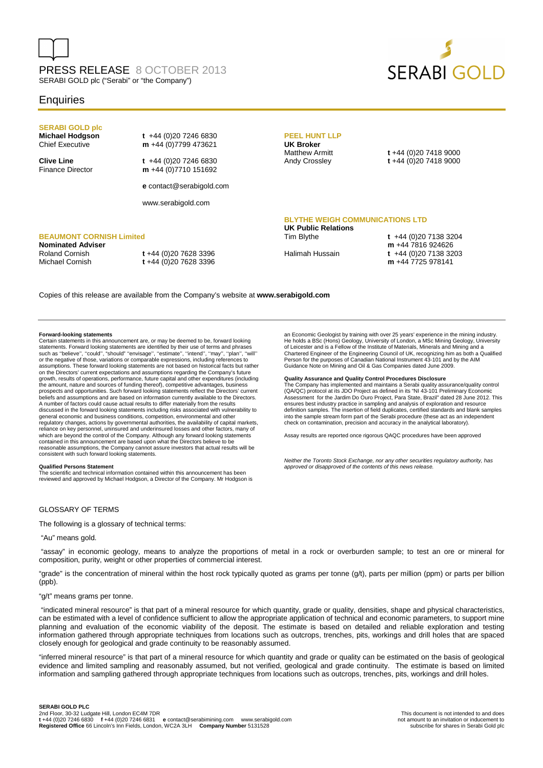# PRESS RELEASE 8 OCTOBER 2013

SERABI GOLD plc ("Serabi" or "the Company")

## Enquiries

**SERABI GOLD plc**

**Michael Hodgson** — t +44 (0)20 7246 6830
Chief Executive — m +44 (0)7799 473621

**Clive Line** — t +44 (0)20 7246 6830
Finance Director — m +44 (0)7710 151692

e contact@serabigold.com

www.serabigold.com

**BEAUMONT CORNISH Limited**
**Nominated Adviser**
Roland Cornish — t +44 (0)20 7628 3396
Michael Cornish — t +44 (0)20 7628 3396

**PEEL HUNT LLP**
**UK Broker**
Matthew Armitt — t +44 (0)20 7418 9000
Andy Crossley — t +44 (0)20 7418 9000

**BLYTHE WEIGH COMMUNICATIONS LTD**
**UK Public Relations**
Tim Blythe — t +44 (0)20 7138 3204, m +44 7816 924626
Halimah Hussain — t +44 (0)20 7138 3203, m +44 7725 978141

Copies of this release are available from the Company's website at **www.serabigold.com**

**Forward-looking statements**

Certain statements in this announcement are, or may be deemed to be, forward looking statements. Forward looking statements are identified by their use of terms and phrases such as "believe", "could", "should" "envisage", "estimate", "intend", "may", "plan", "will" or the negative of those, variations or comparable expressions, including references to assumptions. These forward looking statements are not based on historical facts but rather on the Directors' current expectations and assumptions regarding the Company's future growth, results of operations, performance, future capital and other expenditures (including the amount, nature and sources of funding thereof), competitive advantages, business prospects and opportunities. Such forward looking statements reflect the Directors' current beliefs and assumptions and are based on information currently available to the Directors. A number of factors could cause actual results to differ materially from the results discussed in the forward looking statements including risks associated with vulnerability to general economic and business conditions, competition, environmental and other regulatory changes, actions by governmental authorities, the availability of capital markets, reliance on key personnel, uninsured and underinsured losses and other factors, many of which are beyond the control of the Company. Although any forward looking statements contained in this announcement are based upon what the Directors believe to be reasonable assumptions, the Company cannot assure investors that actual results will be consistent with such forward looking statements.

**Qualified Persons Statement**

The scientific and technical information contained within this announcement has been reviewed and approved by Michael Hodgson, a Director of the Company. Mr Hodgson is an Economic Geologist by training with over 25 years' experience in the mining industry. He holds a BSc (Hons) Geology, University of London, a MSc Mining Geology, University of Leicester and is a Fellow of the Institute of Materials, Minerals and Mining and a Chartered Engineer of the Engineering Council of UK, recognizing him as both a Qualified Person for the purposes of Canadian National Instrument 43-101 and by the AIM Guidance Note on Mining and Oil & Gas Companies dated June 2009.

**Quality Assurance and Quality Control Procedures Disclosure**

The Company has implemented and maintains a Serabi quality assurance/quality control (QA/QC) protocol at its JDO Project as defined in its "NI 43-101 Preliminary Economic Assessment for the Jardim Do Ouro Project, Para State, Brazil" dated 28 June 2012. This ensures best industry practice in sampling and analysis of exploration and resource definition samples. The insertion of field duplicates, certified standards and blank samples into the sample stream form part of the Serabi procedure (these act as an independent check on contamination, precision and accuracy in the analytical laboratory).

Assay results are reported once rigorous QAQC procedures have been approved

*Neither the Toronto Stock Exchange, nor any other securities regulatory authority, has approved or disapproved of the contents of this news release.*

## GLOSSARY OF TERMS

The following is a glossary of technical terms:

"Au" means gold.

"assay" in economic geology, means to analyze the proportions of metal in a rock or overburden sample; to test an ore or mineral for composition, purity, weight or other properties of commercial interest.

"grade" is the concentration of mineral within the host rock typically quoted as grams per tonne (g/t), parts per million (ppm) or parts per billion (ppb).

"g/t" means grams per tonne.

"indicated mineral resource" is that part of a mineral resource for which quantity, grade or quality, densities, shape and physical characteristics, can be estimated with a level of confidence sufficient to allow the appropriate application of technical and economic parameters, to support mine planning and evaluation of the economic viability of the deposit. The estimate is based on detailed and reliable exploration and testing information gathered through appropriate techniques from locations such as outcrops, trenches, pits, workings and drill holes that are spaced closely enough for geological and grade continuity to be reasonably assumed.

"inferred mineral resource" is that part of a mineral resource for which quantity and grade or quality can be estimated on the basis of geological evidence and limited sampling and reasonably assumed, but not verified, geological and grade continuity. The estimate is based on limited information and sampling gathered through appropriate techniques from locations such as outcrops, trenches, pits, workings and drill holes.

**SERABI GOLD PLC**
2nd Floor, 30-32 Ludgate Hill, London EC4M 7DR
t +44 (0)20 7246 6830 f +44 (0)20 7246 6831 e contact@serabimining.com www.serabigold.com
**Registered Office** 66 Lincoln's Inn Fields, London, WC2A 3LH **Company Number** 5131528

This document is not intended to and does not amount to an invitation or inducement to subscribe for shares in Serabi Gold plc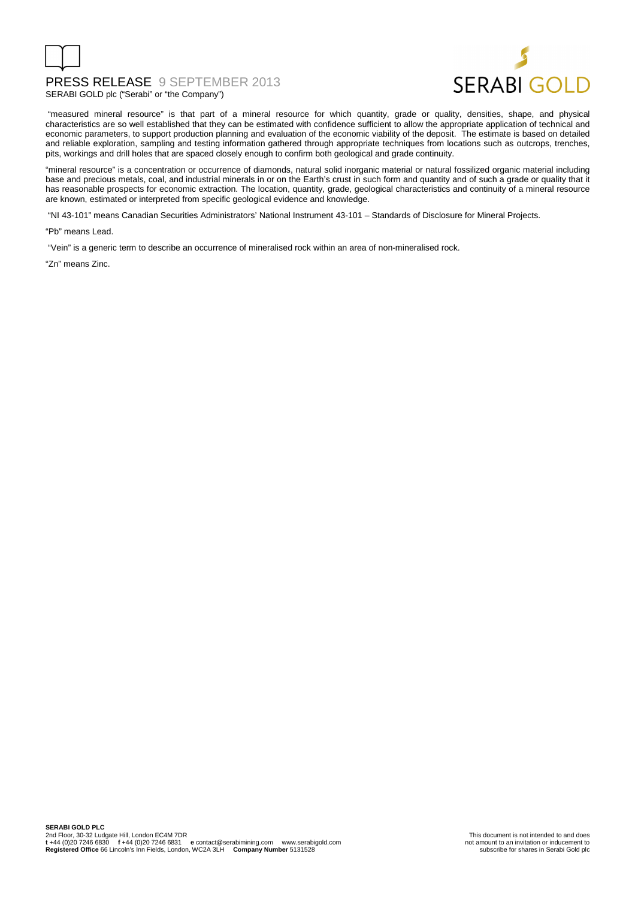"measured mineral resource" is that part of a mineral resource for which quantity, grade or quality, densities, shape, and physical characteristics are so well established that they can be estimated with confidence sufficient to allow the appropriate application of technical and economic parameters, to support production planning and evaluation of the economic viability of the deposit. The estimate is based on detailed and reliable exploration, sampling and testing information gathered through appropriate techniques from locations such as outcrops, trenches, pits, workings and drill holes that are spaced closely enough to confirm both geological and grade continuity.

"mineral resource" is a concentration or occurrence of diamonds, natural solid inorganic material or natural fossilized organic material including base and precious metals, coal, and industrial minerals in or on the Earth's crust in such form and quantity and of such a grade or quality that it has reasonable prospects for economic extraction. The location, quantity, grade, geological characteristics and continuity of a mineral resource are known, estimated or interpreted from specific geological evidence and knowledge.

"NI 43-101" means Canadian Securities Administrators' National Instrument 43-101 – Standards of Disclosure for Mineral Projects.

"Pb" means Lead.

"Vein" is a generic term to describe an occurrence of mineralised rock within an area of non-mineralised rock.

"Zn" means Zinc.